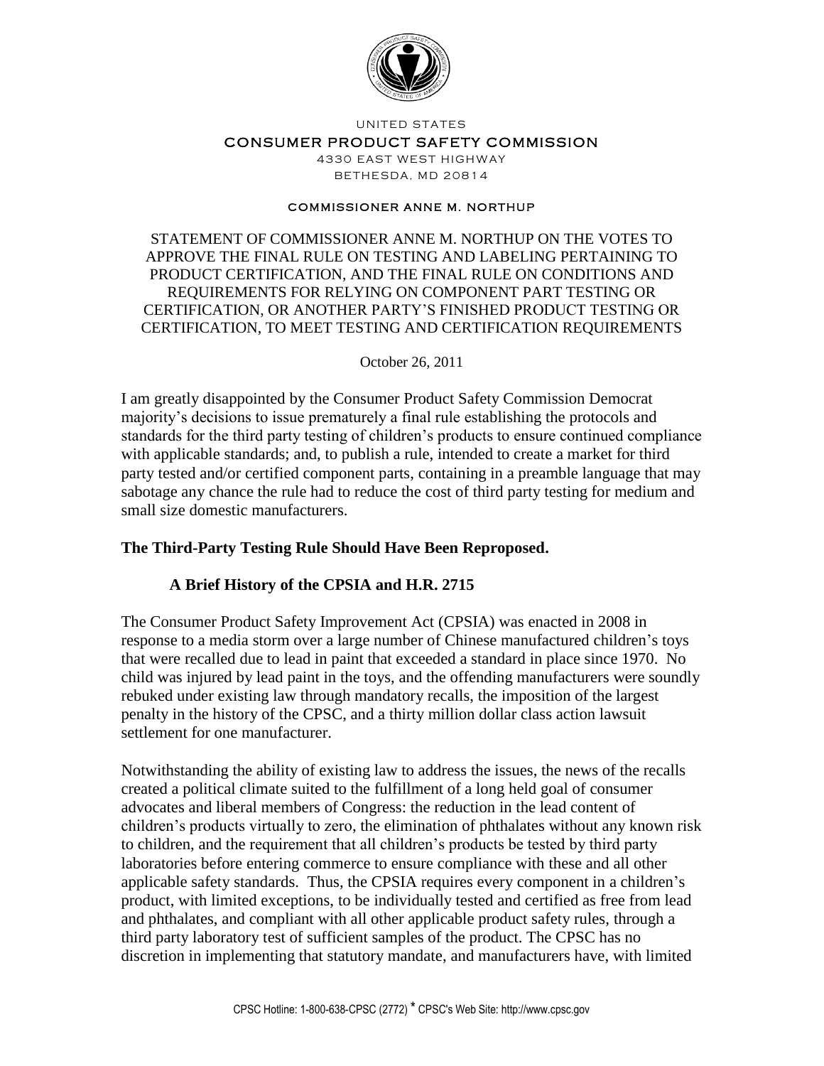UNITED STATES

CONSUMER PRODUCT SAFETY COMMISSION

4330 EAST WEST HIGHWAY

BETHESDA, MD 20814

COMMISSIONER ANNE M. NORTHUP

STATEMENT OF COMMISSIONER ANNE M. NORTHUP ON THE VOTES TO APPROVE THE FINAL RULE ON TESTING AND LABELING PERTAINING TO PRODUCT CERTIFICATION, AND THE FINAL RULE ON CONDITIONS AND REQUIREMENTS FOR RELYING ON COMPONENT PART TESTING OR CERTIFICATION, OR ANOTHER PARTY'S FINISHED PRODUCT TESTING OR CERTIFICATION, TO MEET TESTING AND CERTIFICATION REQUIREMENTS

October 26, 2011

I am greatly disappointed by the Consumer Product Safety Commission Democrat majority's decisions to issue prematurely a final rule establishing the protocols and standards for the third party testing of children's products to ensure continued compliance with applicable standards; and, to publish a rule, intended to create a market for third party tested and/or certified component parts, containing in a preamble language that may sabotage any chance the rule had to reduce the cost of third party testing for medium and small size domestic manufacturers.

## The Third-Party Testing Rule Should Have Been Reproposed.

### A Brief History of the CPSIA and H.R. 2715

The Consumer Product Safety Improvement Act (CPSIA) was enacted in 2008 in response to a media storm over a large number of Chinese manufactured children's toys that were recalled due to lead in paint that exceeded a standard in place since 1970. No child was injured by lead paint in the toys, and the offending manufacturers were soundly rebuked under existing law through mandatory recalls, the imposition of the largest penalty in the history of the CPSC, and a thirty million dollar class action lawsuit settlement for one manufacturer.

Notwithstanding the ability of existing law to address the issues, the news of the recalls created a political climate suited to the fulfillment of a long held goal of consumer advocates and liberal members of Congress: the reduction in the lead content of children's products virtually to zero, the elimination of phthalates without any known risk to children, and the requirement that all children's products be tested by third party laboratories before entering commerce to ensure compliance with these and all other applicable safety standards. Thus, the CPSIA requires every component in a children's product, with limited exceptions, to be individually tested and certified as free from lead and phthalates, and compliant with all other applicable product safety rules, through a third party laboratory test of sufficient samples of the product. The CPSC has no discretion in implementing that statutory mandate, and manufacturers have, with limited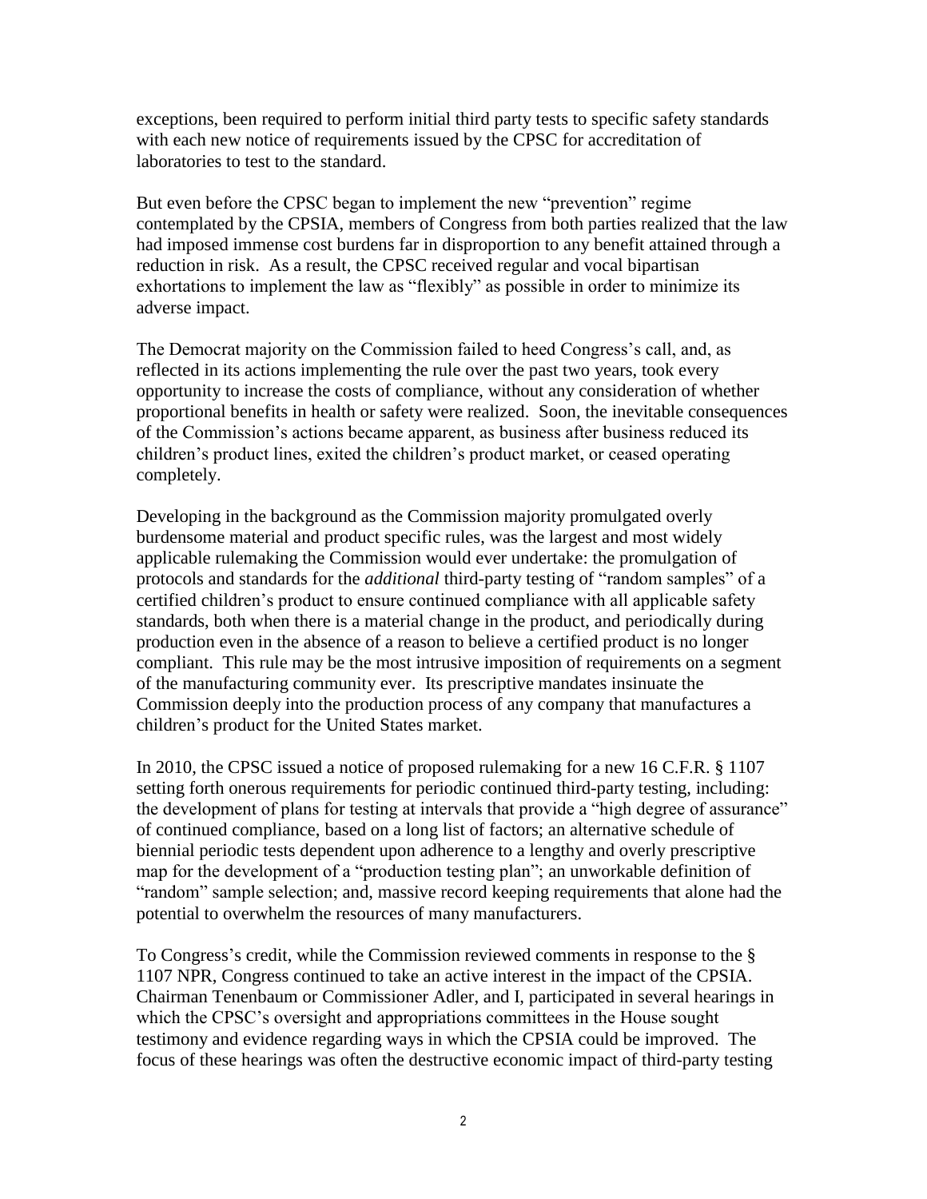exceptions, been required to perform initial third party tests to specific safety standards with each new notice of requirements issued by the CPSC for accreditation of laboratories to test to the standard.

But even before the CPSC began to implement the new "prevention" regime contemplated by the CPSIA, members of Congress from both parties realized that the law had imposed immense cost burdens far in disproportion to any benefit attained through a reduction in risk. As a result, the CPSC received regular and vocal bipartisan exhortations to implement the law as "flexibly" as possible in order to minimize its adverse impact.

The Democrat majority on the Commission failed to heed Congress's call, and, as reflected in its actions implementing the rule over the past two years, took every opportunity to increase the costs of compliance, without any consideration of whether proportional benefits in health or safety were realized. Soon, the inevitable consequences of the Commission's actions became apparent, as business after business reduced its children's product lines, exited the children's product market, or ceased operating completely.

Developing in the background as the Commission majority promulgated overly burdensome material and product specific rules, was the largest and most widely applicable rulemaking the Commission would ever undertake: the promulgation of protocols and standards for the *additional* third-party testing of "random samples" of a certified children's product to ensure continued compliance with all applicable safety standards, both when there is a material change in the product, and periodically during production even in the absence of a reason to believe a certified product is no longer compliant. This rule may be the most intrusive imposition of requirements on a segment of the manufacturing community ever. Its prescriptive mandates insinuate the Commission deeply into the production process of any company that manufactures a children's product for the United States market.

In 2010, the CPSC issued a notice of proposed rulemaking for a new 16 C.F.R. § 1107 setting forth onerous requirements for periodic continued third-party testing, including: the development of plans for testing at intervals that provide a "high degree of assurance" of continued compliance, based on a long list of factors; an alternative schedule of biennial periodic tests dependent upon adherence to a lengthy and overly prescriptive map for the development of a "production testing plan"; an unworkable definition of "random" sample selection; and, massive record keeping requirements that alone had the potential to overwhelm the resources of many manufacturers.

To Congress's credit, while the Commission reviewed comments in response to the § 1107 NPR, Congress continued to take an active interest in the impact of the CPSIA. Chairman Tenenbaum or Commissioner Adler, and I, participated in several hearings in which the CPSC's oversight and appropriations committees in the House sought testimony and evidence regarding ways in which the CPSIA could be improved. The focus of these hearings was often the destructive economic impact of third-party testing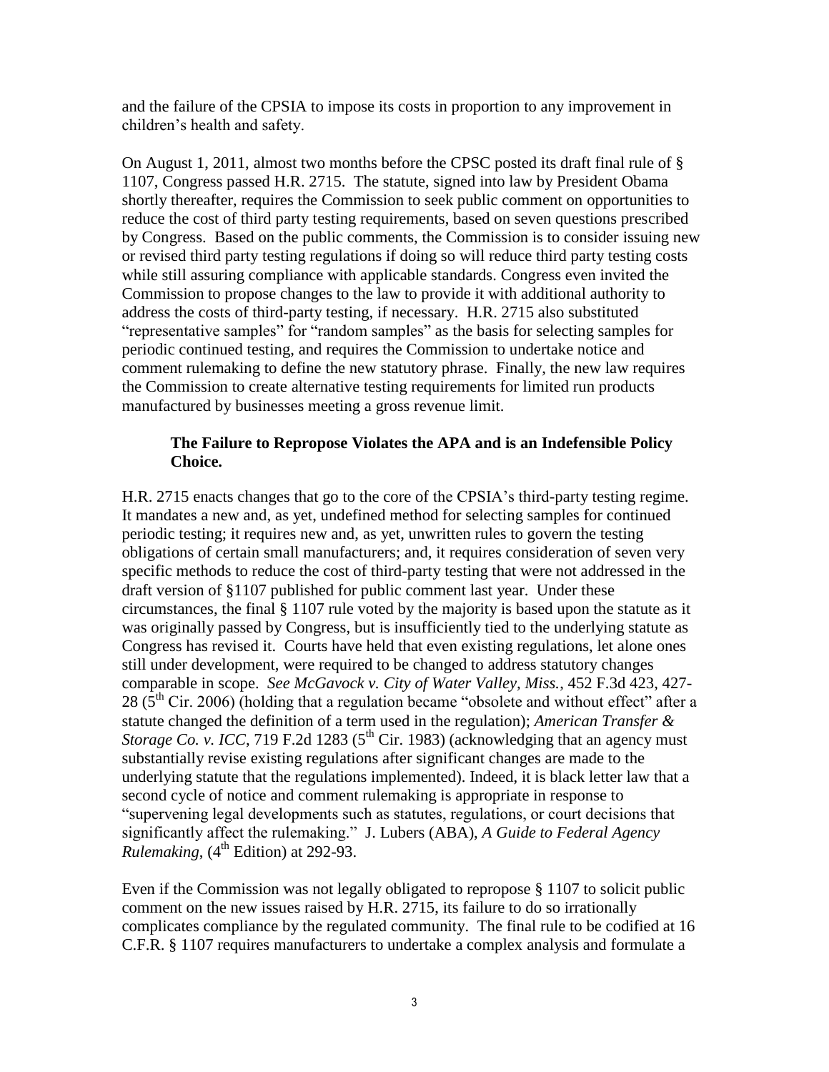and the failure of the CPSIA to impose its costs in proportion to any improvement in children's health and safety.

On August 1, 2011, almost two months before the CPSC posted its draft final rule of § 1107, Congress passed H.R. 2715. The statute, signed into law by President Obama shortly thereafter, requires the Commission to seek public comment on opportunities to reduce the cost of third party testing requirements, based on seven questions prescribed by Congress. Based on the public comments, the Commission is to consider issuing new or revised third party testing regulations if doing so will reduce third party testing costs while still assuring compliance with applicable standards. Congress even invited the Commission to propose changes to the law to provide it with additional authority to address the costs of third-party testing, if necessary. H.R. 2715 also substituted "representative samples" for "random samples" as the basis for selecting samples for periodic continued testing, and requires the Commission to undertake notice and comment rulemaking to define the new statutory phrase. Finally, the new law requires the Commission to create alternative testing requirements for limited run products manufactured by businesses meeting a gross revenue limit.

**The Failure to Repropose Violates the APA and is an Indefensible Policy Choice.**

H.R. 2715 enacts changes that go to the core of the CPSIA's third-party testing regime. It mandates a new and, as yet, undefined method for selecting samples for continued periodic testing; it requires new and, as yet, unwritten rules to govern the testing obligations of certain small manufacturers; and, it requires consideration of seven very specific methods to reduce the cost of third-party testing that were not addressed in the draft version of §1107 published for public comment last year. Under these circumstances, the final § 1107 rule voted by the majority is based upon the statute as it was originally passed by Congress, but is insufficiently tied to the underlying statute as Congress has revised it. Courts have held that even existing regulations, let alone ones still under development, were required to be changed to address statutory changes comparable in scope. *See McGavock v. City of Water Valley, Miss.*, 452 F.3d 423, 427-28 (5th Cir. 2006) (holding that a regulation became "obsolete and without effect" after a statute changed the definition of a term used in the regulation); *American Transfer & Storage Co. v. ICC*, 719 F.2d 1283 (5th Cir. 1983) (acknowledging that an agency must substantially revise existing regulations after significant changes are made to the underlying statute that the regulations implemented). Indeed, it is black letter law that a second cycle of notice and comment rulemaking is appropriate in response to "supervening legal developments such as statutes, regulations, or court decisions that significantly affect the rulemaking." J. Lubers (ABA), *A Guide to Federal Agency Rulemaking*, (4th Edition) at 292-93.

Even if the Commission was not legally obligated to repropose § 1107 to solicit public comment on the new issues raised by H.R. 2715, its failure to do so irrationally complicates compliance by the regulated community. The final rule to be codified at 16 C.F.R. § 1107 requires manufacturers to undertake a complex analysis and formulate a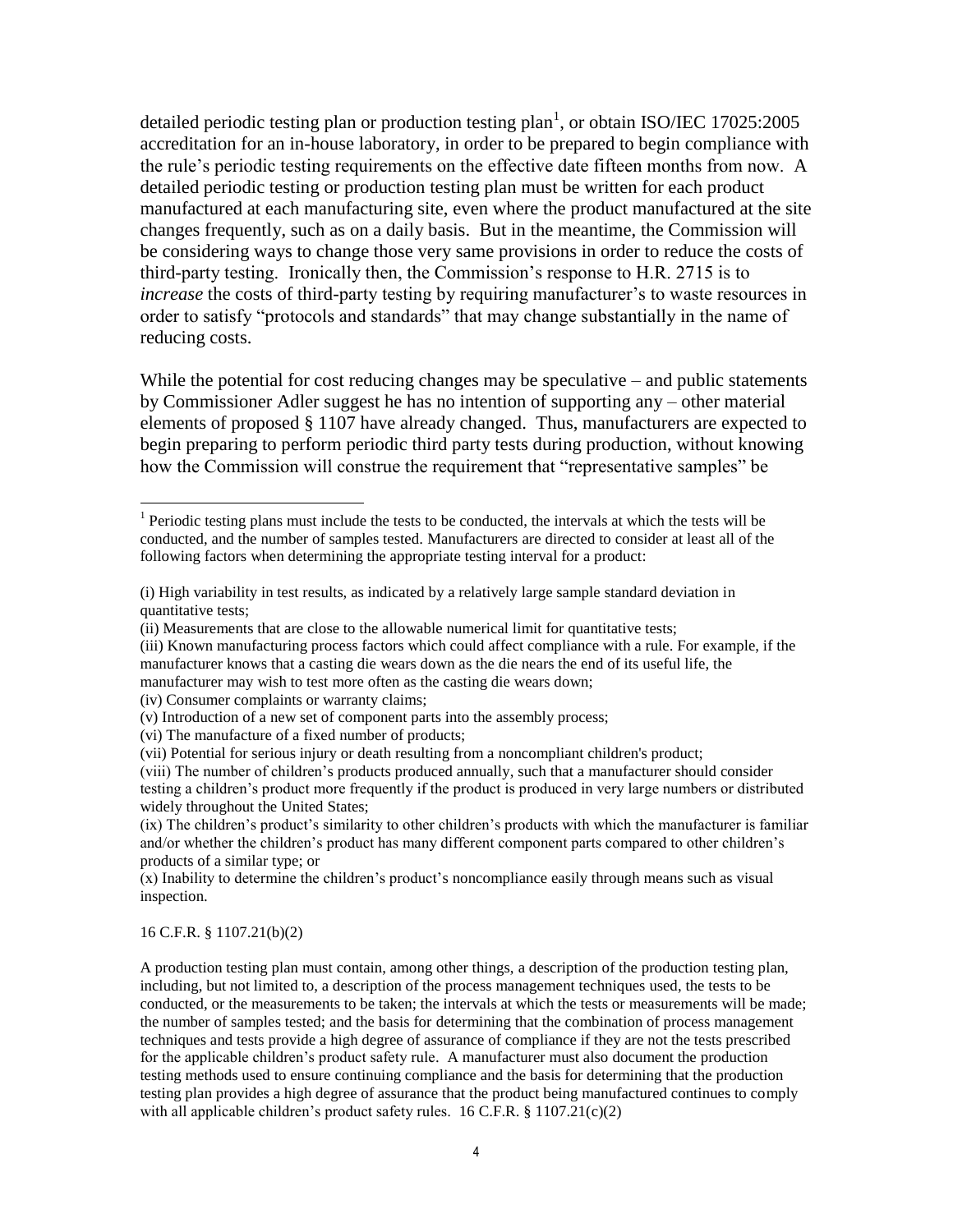detailed periodic testing plan or production testing plan[1], or obtain ISO/IEC 17025:2005 accreditation for an in-house laboratory, in order to be prepared to begin compliance with the rule's periodic testing requirements on the effective date fifteen months from now. A detailed periodic testing or production testing plan must be written for each product manufactured at each manufacturing site, even where the product manufactured at the site changes frequently, such as on a daily basis. But in the meantime, the Commission will be considering ways to change those very same provisions in order to reduce the costs of third-party testing. Ironically then, the Commission's response to H.R. 2715 is to *increase* the costs of third-party testing by requiring manufacturer's to waste resources in order to satisfy "protocols and standards" that may change substantially in the name of reducing costs.

While the potential for cost reducing changes may be speculative – and public statements by Commissioner Adler suggest he has no intention of supporting any – other material elements of proposed § 1107 have already changed. Thus, manufacturers are expected to begin preparing to perform periodic third party tests during production, without knowing how the Commission will construe the requirement that "representative samples" be

---

[1] Periodic testing plans must include the tests to be conducted, the intervals at which the tests will be conducted, and the number of samples tested. Manufacturers are directed to consider at least all of the following factors when determining the appropriate testing interval for a product:

(i) High variability in test results, as indicated by a relatively large sample standard deviation in quantitative tests;
(ii) Measurements that are close to the allowable numerical limit for quantitative tests;
(iii) Known manufacturing process factors which could affect compliance with a rule. For example, if the manufacturer knows that a casting die wears down as the die nears the end of its useful life, the manufacturer may wish to test more often as the casting die wears down;
(iv) Consumer complaints or warranty claims;
(v) Introduction of a new set of component parts into the assembly process;
(vi) The manufacture of a fixed number of products;
(vii) Potential for serious injury or death resulting from a noncompliant children's product;
(viii) The number of children's products produced annually, such that a manufacturer should consider testing a children's product more frequently if the product is produced in very large numbers or distributed widely throughout the United States;
(ix) The children's product's similarity to other children's products with which the manufacturer is familiar and/or whether the children's product has many different component parts compared to other children's products of a similar type; or
(x) Inability to determine the children's product's noncompliance easily through means such as visual inspection.

16 C.F.R. § 1107.21(b)(2)

A production testing plan must contain, among other things, a description of the production testing plan, including, but not limited to, a description of the process management techniques used, the tests to be conducted, or the measurements to be taken; the intervals at which the tests or measurements will be made; the number of samples tested; and the basis for determining that the combination of process management techniques and tests provide a high degree of assurance of compliance if they are not the tests prescribed for the applicable children's product safety rule. A manufacturer must also document the production testing methods used to ensure continuing compliance and the basis for determining that the production testing plan provides a high degree of assurance that the product being manufactured continues to comply with all applicable children's product safety rules. 16 C.F.R. § 1107.21(c)(2)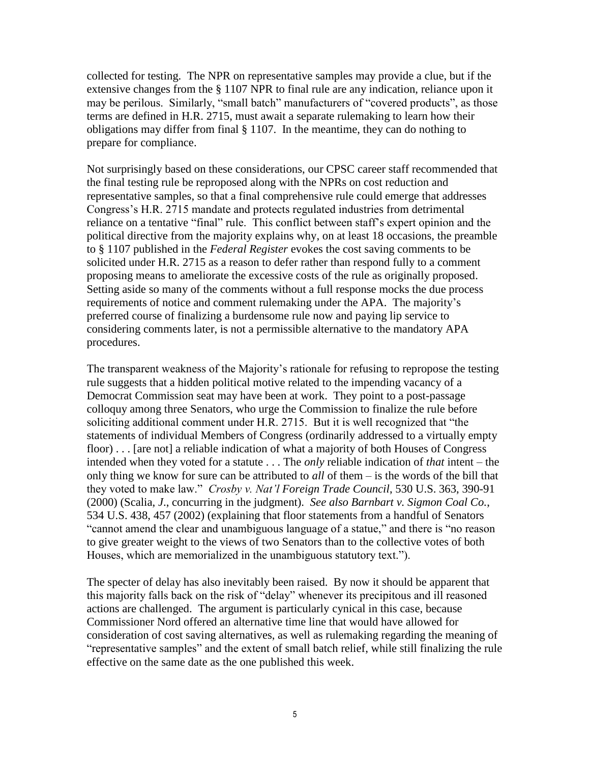collected for testing. The NPR on representative samples may provide a clue, but if the extensive changes from the § 1107 NPR to final rule are any indication, reliance upon it may be perilous. Similarly, "small batch" manufacturers of "covered products", as those terms are defined in H.R. 2715, must await a separate rulemaking to learn how their obligations may differ from final § 1107. In the meantime, they can do nothing to prepare for compliance.

Not surprisingly based on these considerations, our CPSC career staff recommended that the final testing rule be reproposed along with the NPRs on cost reduction and representative samples, so that a final comprehensive rule could emerge that addresses Congress's H.R. 2715 mandate and protects regulated industries from detrimental reliance on a tentative "final" rule. This conflict between staff's expert opinion and the political directive from the majority explains why, on at least 18 occasions, the preamble to § 1107 published in the *Federal Register* evokes the cost saving comments to be solicited under H.R. 2715 as a reason to defer rather than respond fully to a comment proposing means to ameliorate the excessive costs of the rule as originally proposed. Setting aside so many of the comments without a full response mocks the due process requirements of notice and comment rulemaking under the APA. The majority's preferred course of finalizing a burdensome rule now and paying lip service to considering comments later, is not a permissible alternative to the mandatory APA procedures.

The transparent weakness of the Majority's rationale for refusing to repropose the testing rule suggests that a hidden political motive related to the impending vacancy of a Democrat Commission seat may have been at work. They point to a post-passage colloquy among three Senators, who urge the Commission to finalize the rule before soliciting additional comment under H.R. 2715. But it is well recognized that "the statements of individual Members of Congress (ordinarily addressed to a virtually empty floor) . . . [are not] a reliable indication of what a majority of both Houses of Congress intended when they voted for a statute . . . The *only* reliable indication of *that* intent – the only thing we know for sure can be attributed to *all* of them – is the words of the bill that they voted to make law." *Crosby v. Nat'l Foreign Trade Council*, 530 U.S. 363, 390-91 (2000) (Scalia, *J*., concurring in the judgment). *See also Barnbart v. Sigmon Coal Co.*, 534 U.S. 438, 457 (2002) (explaining that floor statements from a handful of Senators "cannot amend the clear and unambiguous language of a statue," and there is "no reason to give greater weight to the views of two Senators than to the collective votes of both Houses, which are memorialized in the unambiguous statutory text.").

The specter of delay has also inevitably been raised. By now it should be apparent that this majority falls back on the risk of "delay" whenever its precipitous and ill reasoned actions are challenged. The argument is particularly cynical in this case, because Commissioner Nord offered an alternative time line that would have allowed for consideration of cost saving alternatives, as well as rulemaking regarding the meaning of "representative samples" and the extent of small batch relief, while still finalizing the rule effective on the same date as the one published this week.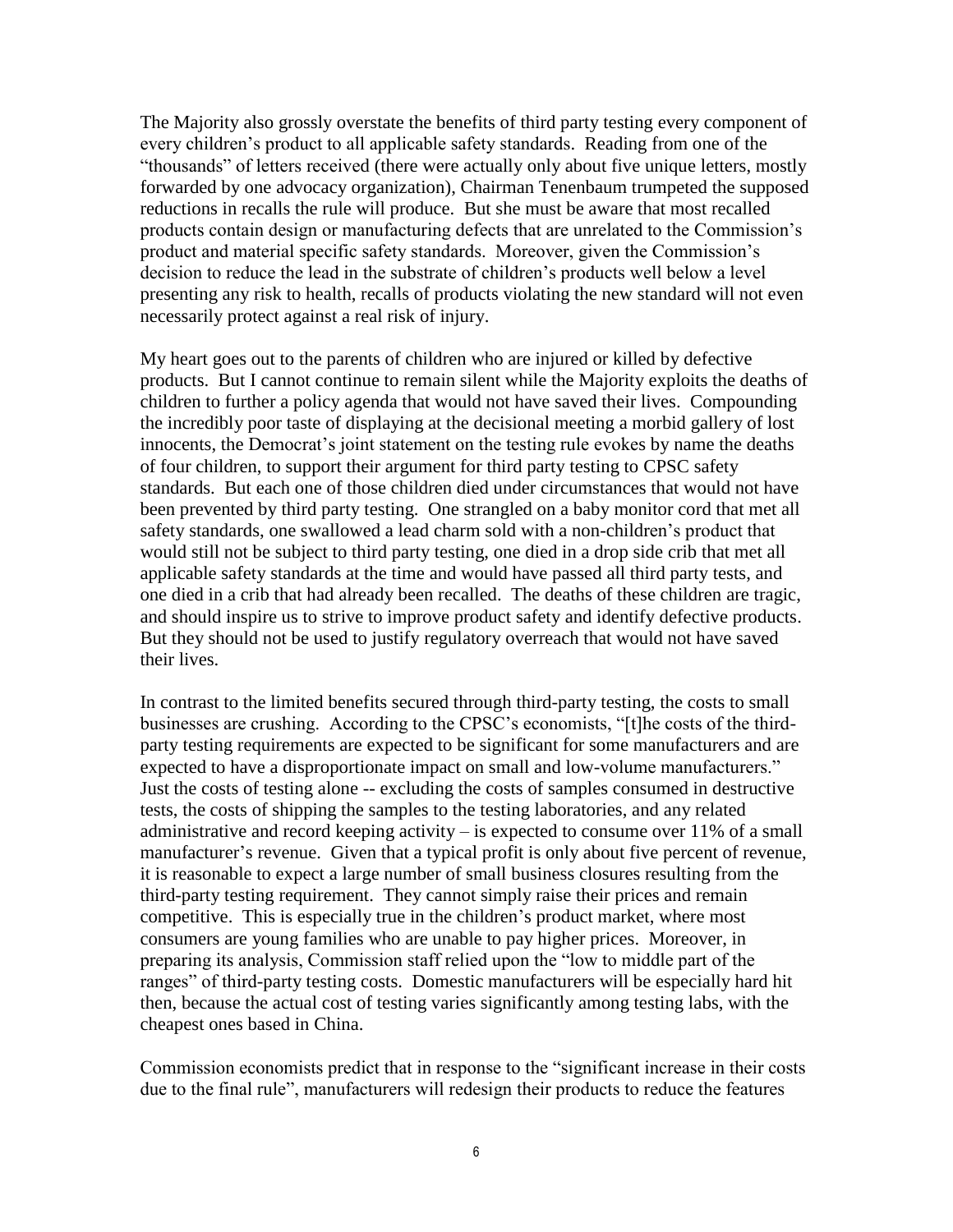The Majority also grossly overstate the benefits of third party testing every component of every children's product to all applicable safety standards. Reading from one of the "thousands" of letters received (there were actually only about five unique letters, mostly forwarded by one advocacy organization), Chairman Tenenbaum trumpeted the supposed reductions in recalls the rule will produce. But she must be aware that most recalled products contain design or manufacturing defects that are unrelated to the Commission's product and material specific safety standards. Moreover, given the Commission's decision to reduce the lead in the substrate of children's products well below a level presenting any risk to health, recalls of products violating the new standard will not even necessarily protect against a real risk of injury.

My heart goes out to the parents of children who are injured or killed by defective products. But I cannot continue to remain silent while the Majority exploits the deaths of children to further a policy agenda that would not have saved their lives. Compounding the incredibly poor taste of displaying at the decisional meeting a morbid gallery of lost innocents, the Democrat's joint statement on the testing rule evokes by name the deaths of four children, to support their argument for third party testing to CPSC safety standards. But each one of those children died under circumstances that would not have been prevented by third party testing. One strangled on a baby monitor cord that met all safety standards, one swallowed a lead charm sold with a non-children's product that would still not be subject to third party testing, one died in a drop side crib that met all applicable safety standards at the time and would have passed all third party tests, and one died in a crib that had already been recalled. The deaths of these children are tragic, and should inspire us to strive to improve product safety and identify defective products. But they should not be used to justify regulatory overreach that would not have saved their lives.

In contrast to the limited benefits secured through third-party testing, the costs to small businesses are crushing. According to the CPSC's economists, "[t]he costs of the third-party testing requirements are expected to be significant for some manufacturers and are expected to have a disproportionate impact on small and low-volume manufacturers." Just the costs of testing alone -- excluding the costs of samples consumed in destructive tests, the costs of shipping the samples to the testing laboratories, and any related administrative and record keeping activity – is expected to consume over 11% of a small manufacturer's revenue. Given that a typical profit is only about five percent of revenue, it is reasonable to expect a large number of small business closures resulting from the third-party testing requirement. They cannot simply raise their prices and remain competitive. This is especially true in the children's product market, where most consumers are young families who are unable to pay higher prices. Moreover, in preparing its analysis, Commission staff relied upon the "low to middle part of the ranges" of third-party testing costs. Domestic manufacturers will be especially hard hit then, because the actual cost of testing varies significantly among testing labs, with the cheapest ones based in China.

Commission economists predict that in response to the "significant increase in their costs due to the final rule", manufacturers will redesign their products to reduce the features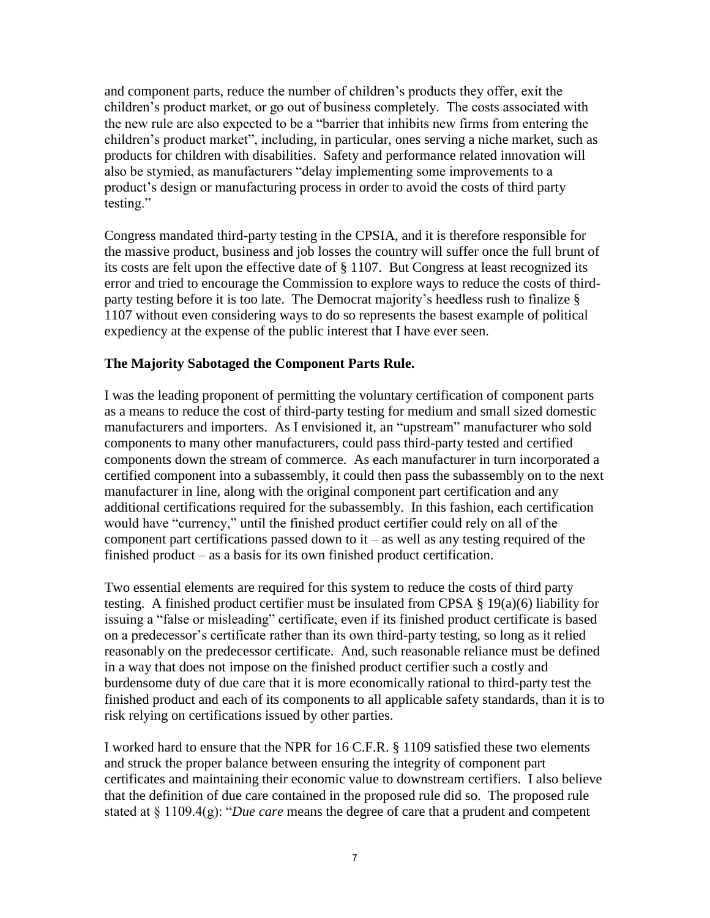and component parts, reduce the number of children's products they offer, exit the children's product market, or go out of business completely. The costs associated with the new rule are also expected to be a "barrier that inhibits new firms from entering the children's product market", including, in particular, ones serving a niche market, such as products for children with disabilities. Safety and performance related innovation will also be stymied, as manufacturers "delay implementing some improvements to a product's design or manufacturing process in order to avoid the costs of third party testing."

Congress mandated third-party testing in the CPSIA, and it is therefore responsible for the massive product, business and job losses the country will suffer once the full brunt of its costs are felt upon the effective date of § 1107. But Congress at least recognized its error and tried to encourage the Commission to explore ways to reduce the costs of third-party testing before it is too late. The Democrat majority's heedless rush to finalize § 1107 without even considering ways to do so represents the basest example of political expediency at the expense of the public interest that I have ever seen.

**The Majority Sabotaged the Component Parts Rule.**

I was the leading proponent of permitting the voluntary certification of component parts as a means to reduce the cost of third-party testing for medium and small sized domestic manufacturers and importers. As I envisioned it, an "upstream" manufacturer who sold components to many other manufacturers, could pass third-party tested and certified components down the stream of commerce. As each manufacturer in turn incorporated a certified component into a subassembly, it could then pass the subassembly on to the next manufacturer in line, along with the original component part certification and any additional certifications required for the subassembly. In this fashion, each certification would have "currency," until the finished product certifier could rely on all of the component part certifications passed down to it – as well as any testing required of the finished product – as a basis for its own finished product certification.

Two essential elements are required for this system to reduce the costs of third party testing. A finished product certifier must be insulated from CPSA § 19(a)(6) liability for issuing a "false or misleading" certificate, even if its finished product certificate is based on a predecessor's certificate rather than its own third-party testing, so long as it relied reasonably on the predecessor certificate. And, such reasonable reliance must be defined in a way that does not impose on the finished product certifier such a costly and burdensome duty of due care that it is more economically rational to third-party test the finished product and each of its components to all applicable safety standards, than it is to risk relying on certifications issued by other parties.

I worked hard to ensure that the NPR for 16 C.F.R. § 1109 satisfied these two elements and struck the proper balance between ensuring the integrity of component part certificates and maintaining their economic value to downstream certifiers. I also believe that the definition of due care contained in the proposed rule did so. The proposed rule stated at § 1109.4(g): "*Due care* means the degree of care that a prudent and competent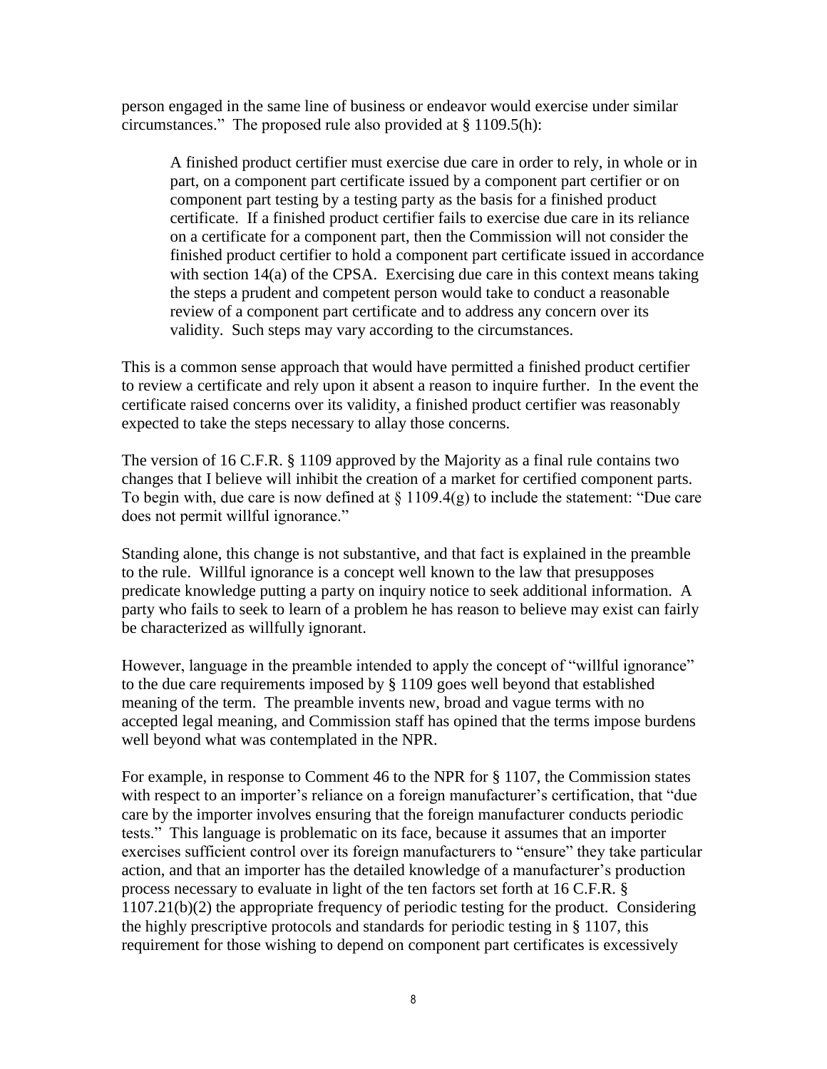person engaged in the same line of business or endeavor would exercise under similar circumstances." The proposed rule also provided at § 1109.5(h):

> A finished product certifier must exercise due care in order to rely, in whole or in part, on a component part certificate issued by a component part certifier or on component part testing by a testing party as the basis for a finished product certificate. If a finished product certifier fails to exercise due care in its reliance on a certificate for a component part, then the Commission will not consider the finished product certifier to hold a component part certificate issued in accordance with section 14(a) of the CPSA. Exercising due care in this context means taking the steps a prudent and competent person would take to conduct a reasonable review of a component part certificate and to address any concern over its validity. Such steps may vary according to the circumstances.

This is a common sense approach that would have permitted a finished product certifier to review a certificate and rely upon it absent a reason to inquire further. In the event the certificate raised concerns over its validity, a finished product certifier was reasonably expected to take the steps necessary to allay those concerns.

The version of 16 C.F.R. § 1109 approved by the Majority as a final rule contains two changes that I believe will inhibit the creation of a market for certified component parts. To begin with, due care is now defined at § 1109.4(g) to include the statement: "Due care does not permit willful ignorance."

Standing alone, this change is not substantive, and that fact is explained in the preamble to the rule. Willful ignorance is a concept well known to the law that presupposes predicate knowledge putting a party on inquiry notice to seek additional information. A party who fails to seek to learn of a problem he has reason to believe may exist can fairly be characterized as willfully ignorant.

However, language in the preamble intended to apply the concept of "willful ignorance" to the due care requirements imposed by § 1109 goes well beyond that established meaning of the term. The preamble invents new, broad and vague terms with no accepted legal meaning, and Commission staff has opined that the terms impose burdens well beyond what was contemplated in the NPR.

For example, in response to Comment 46 to the NPR for § 1107, the Commission states with respect to an importer's reliance on a foreign manufacturer's certification, that "due care by the importer involves ensuring that the foreign manufacturer conducts periodic tests." This language is problematic on its face, because it assumes that an importer exercises sufficient control over its foreign manufacturers to "ensure" they take particular action, and that an importer has the detailed knowledge of a manufacturer's production process necessary to evaluate in light of the ten factors set forth at 16 C.F.R. § 1107.21(b)(2) the appropriate frequency of periodic testing for the product. Considering the highly prescriptive protocols and standards for periodic testing in § 1107, this requirement for those wishing to depend on component part certificates is excessively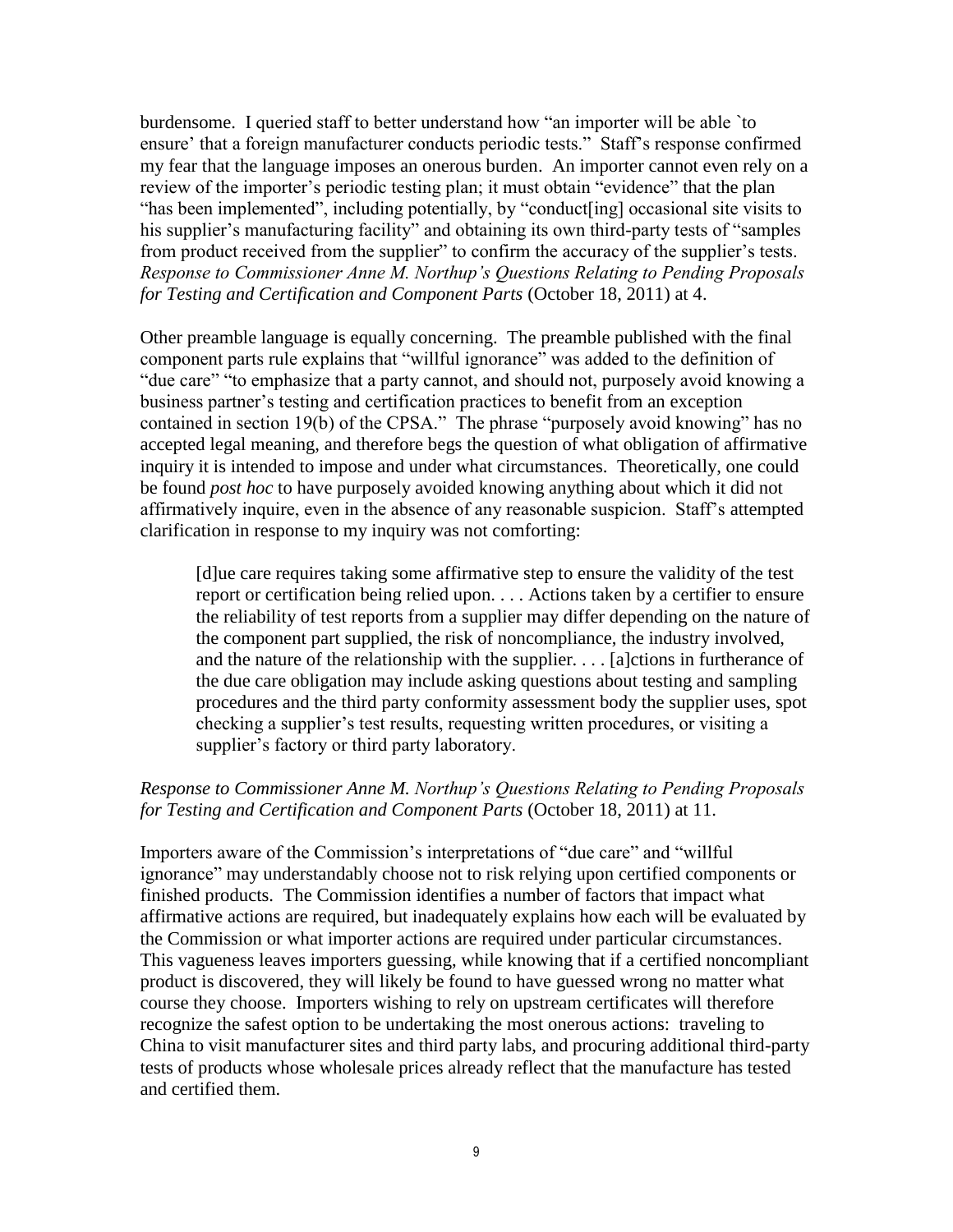burdensome. I queried staff to better understand how "an importer will be able `to ensure' that a foreign manufacturer conducts periodic tests." Staff's response confirmed my fear that the language imposes an onerous burden. An importer cannot even rely on a review of the importer's periodic testing plan; it must obtain "evidence" that the plan "has been implemented", including potentially, by "conduct[ing] occasional site visits to his supplier's manufacturing facility" and obtaining its own third-party tests of "samples from product received from the supplier" to confirm the accuracy of the supplier's tests. *Response to Commissioner Anne M. Northup's Questions Relating to Pending Proposals for Testing and Certification and Component Parts* (October 18, 2011) at 4.

Other preamble language is equally concerning. The preamble published with the final component parts rule explains that "willful ignorance" was added to the definition of "due care" "to emphasize that a party cannot, and should not, purposely avoid knowing a business partner's testing and certification practices to benefit from an exception contained in section 19(b) of the CPSA." The phrase "purposely avoid knowing" has no accepted legal meaning, and therefore begs the question of what obligation of affirmative inquiry it is intended to impose and under what circumstances. Theoretically, one could be found *post hoc* to have purposely avoided knowing anything about which it did not affirmatively inquire, even in the absence of any reasonable suspicion. Staff's attempted clarification in response to my inquiry was not comforting:

> [d]ue care requires taking some affirmative step to ensure the validity of the test report or certification being relied upon. . . . Actions taken by a certifier to ensure the reliability of test reports from a supplier may differ depending on the nature of the component part supplied, the risk of noncompliance, the industry involved, and the nature of the relationship with the supplier. . . . [a]ctions in furtherance of the due care obligation may include asking questions about testing and sampling procedures and the third party conformity assessment body the supplier uses, spot checking a supplier's test results, requesting written procedures, or visiting a supplier's factory or third party laboratory.

*Response to Commissioner Anne M. Northup's Questions Relating to Pending Proposals for Testing and Certification and Component Parts* (October 18, 2011) at 11.

Importers aware of the Commission's interpretations of "due care" and "willful ignorance" may understandably choose not to risk relying upon certified components or finished products. The Commission identifies a number of factors that impact what affirmative actions are required, but inadequately explains how each will be evaluated by the Commission or what importer actions are required under particular circumstances. This vagueness leaves importers guessing, while knowing that if a certified noncompliant product is discovered, they will likely be found to have guessed wrong no matter what course they choose. Importers wishing to rely on upstream certificates will therefore recognize the safest option to be undertaking the most onerous actions: traveling to China to visit manufacturer sites and third party labs, and procuring additional third-party tests of products whose wholesale prices already reflect that the manufacture has tested and certified them.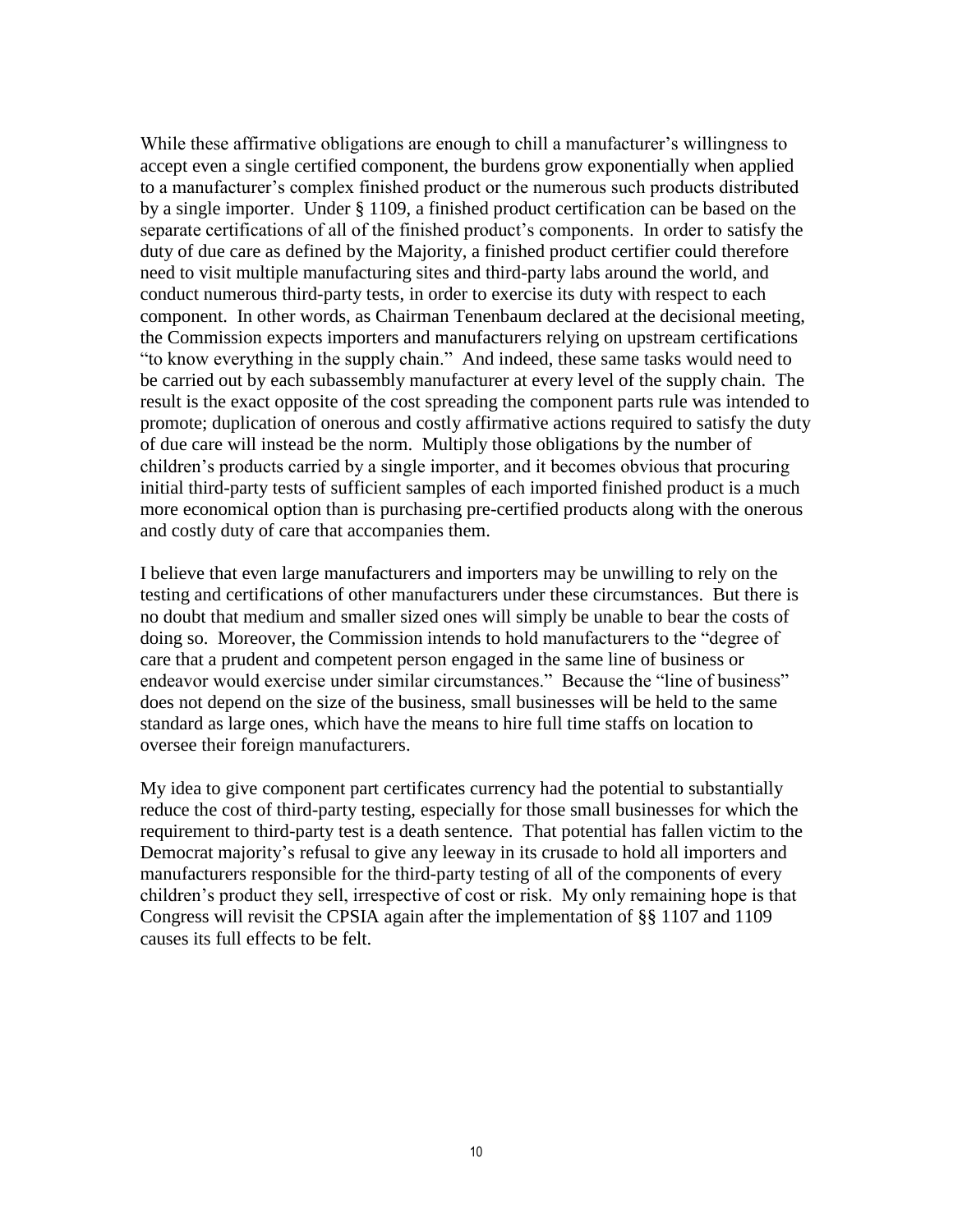While these affirmative obligations are enough to chill a manufacturer's willingness to accept even a single certified component, the burdens grow exponentially when applied to a manufacturer's complex finished product or the numerous such products distributed by a single importer. Under § 1109, a finished product certification can be based on the separate certifications of all of the finished product's components. In order to satisfy the duty of due care as defined by the Majority, a finished product certifier could therefore need to visit multiple manufacturing sites and third-party labs around the world, and conduct numerous third-party tests, in order to exercise its duty with respect to each component. In other words, as Chairman Tenenbaum declared at the decisional meeting, the Commission expects importers and manufacturers relying on upstream certifications "to know everything in the supply chain." And indeed, these same tasks would need to be carried out by each subassembly manufacturer at every level of the supply chain. The result is the exact opposite of the cost spreading the component parts rule was intended to promote; duplication of onerous and costly affirmative actions required to satisfy the duty of due care will instead be the norm. Multiply those obligations by the number of children's products carried by a single importer, and it becomes obvious that procuring initial third-party tests of sufficient samples of each imported finished product is a much more economical option than is purchasing pre-certified products along with the onerous and costly duty of care that accompanies them.

I believe that even large manufacturers and importers may be unwilling to rely on the testing and certifications of other manufacturers under these circumstances. But there is no doubt that medium and smaller sized ones will simply be unable to bear the costs of doing so. Moreover, the Commission intends to hold manufacturers to the "degree of care that a prudent and competent person engaged in the same line of business or endeavor would exercise under similar circumstances." Because the "line of business" does not depend on the size of the business, small businesses will be held to the same standard as large ones, which have the means to hire full time staffs on location to oversee their foreign manufacturers.

My idea to give component part certificates currency had the potential to substantially reduce the cost of third-party testing, especially for those small businesses for which the requirement to third-party test is a death sentence. That potential has fallen victim to the Democrat majority's refusal to give any leeway in its crusade to hold all importers and manufacturers responsible for the third-party testing of all of the components of every children's product they sell, irrespective of cost or risk. My only remaining hope is that Congress will revisit the CPSIA again after the implementation of §§ 1107 and 1109 causes its full effects to be felt.